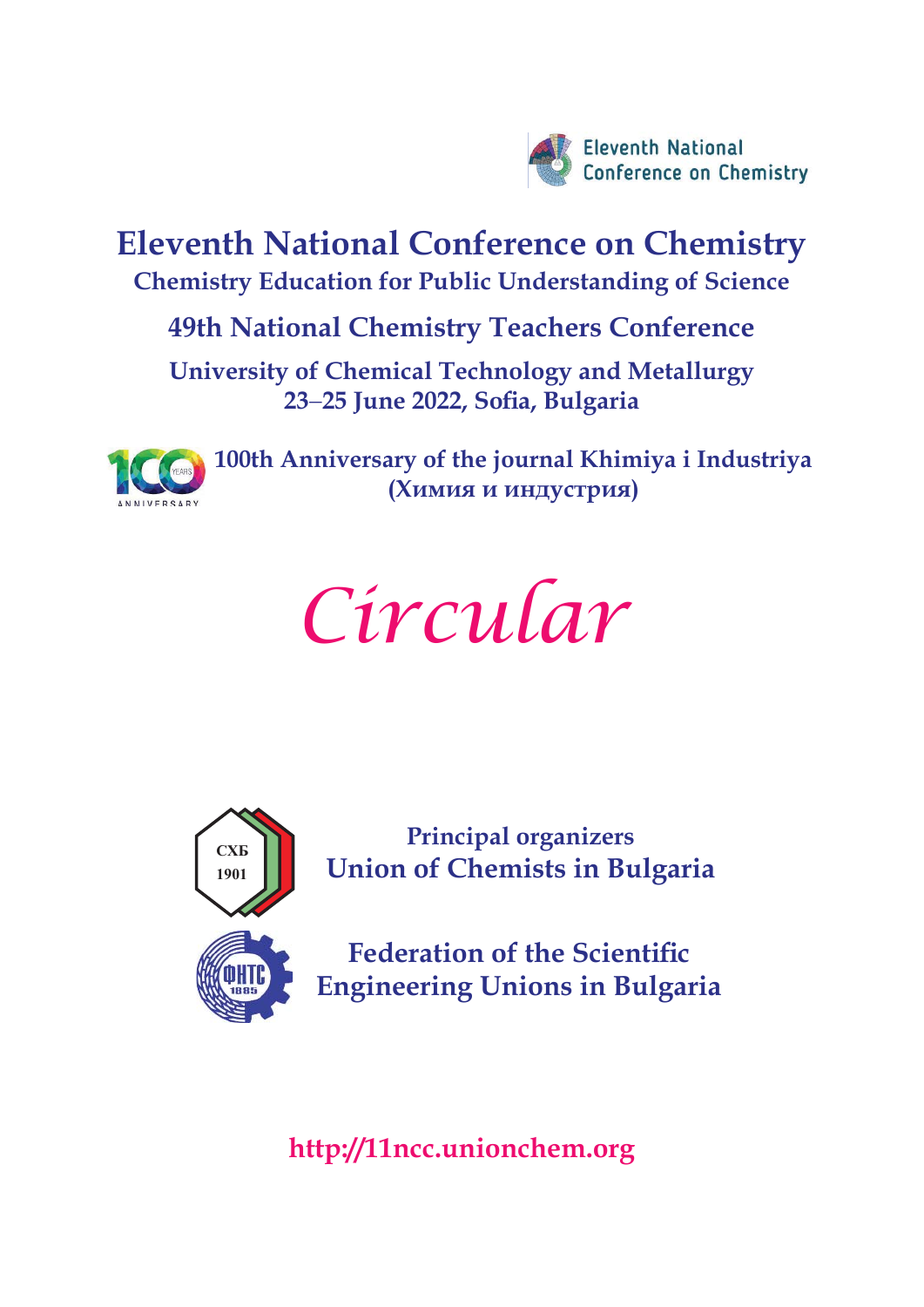Eleventh National Conference on Chemistry

# Eleventh National Conference on Chemistry

## Chemistry Education for Public Understanding of Science

## 49th National Chemistry Teachers Conference

**University of Chemical Technology and Metallurgy**
**23–25 June 2022, Sofia, Bulgaria**

100 YEARS ANNIVERSARY

**100th Anniversary of the journal Khimiya i Industriya (Химия и индустрия)**

# *Circular*

СХБ 1901

**Principal organizers**
**Union of Chemists in Bulgaria**

ФНТС 1885

**Federation of the Scientific Engineering Unions in Bulgaria**

**http://11ncc.unionchem.org**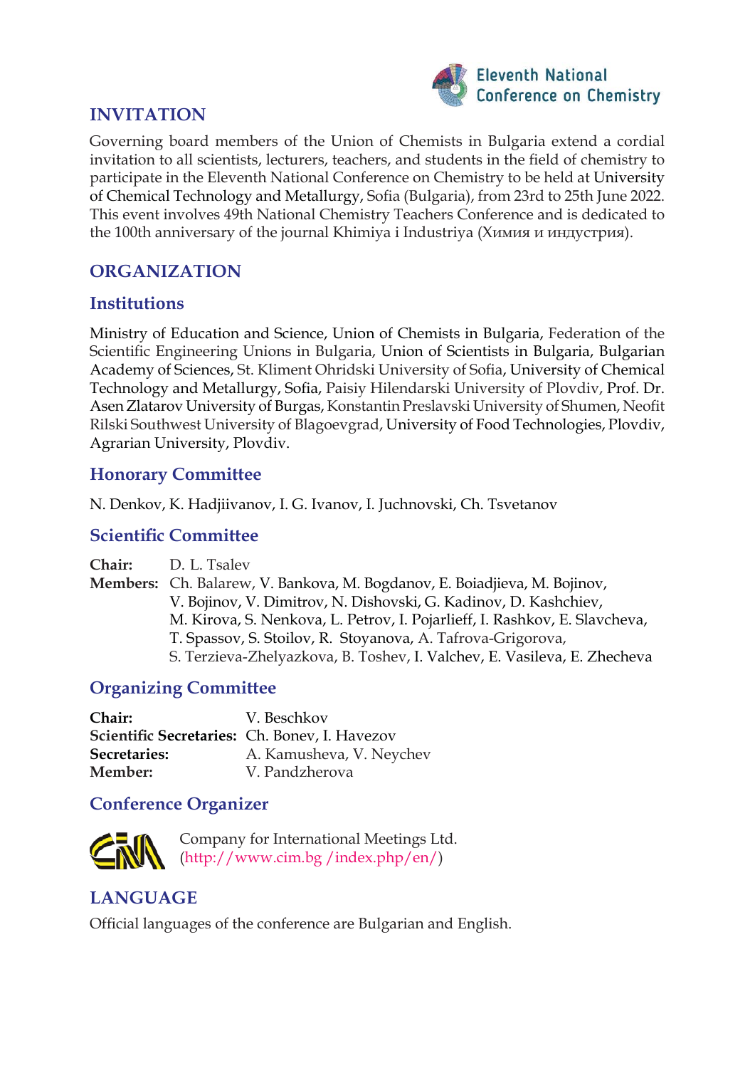Eleventh National Conference on Chemistry

## INVITATION

Governing board members of the Union of Chemists in Bulgaria extend a cordial invitation to all scientists, lecturers, teachers, and students in the field of chemistry to participate in the Eleventh National Conference on Chemistry to be held at University of Chemical Technology and Metallurgy, Sofia (Bulgaria), from 23rd to 25th June 2022. This event involves 49th National Chemistry Teachers Conference and is dedicated to the 100th anniversary of the journal Khimiya i Industriya (Химия и индустрия).

## ORGANIZATION

### Institutions

Ministry of Education and Science, Union of Chemists in Bulgaria, Federation of the Scientific Engineering Unions in Bulgaria, Union of Scientists in Bulgaria, Bulgarian Academy of Sciences, St. Kliment Ohridski University of Sofia, University of Chemical Technology and Metallurgy, Sofia, Paisiy Hilendarski University of Plovdiv, Prof. Dr. Asen Zlatarov University of Burgas, Konstantin Preslavski University of Shumen, Neofit Rilski Southwest University of Blagoevgrad, University of Food Technologies, Plovdiv, Agrarian University, Plovdiv.

### Honorary Committee

N. Denkov, K. Hadjiivanov, I. G. Ivanov, I. Juchnovski, Ch. Tsvetanov

### Scientific Committee

**Chair:** D. L. Tsalev

**Members:** Ch. Balarew, V. Bankova, M. Bogdanov, E. Boiadjieva, M. Bojinov, V. Bojinov, V. Dimitrov, N. Dishovski, G. Kadinov, D. Kashchiev, M. Kirova, S. Nenkova, L. Petrov, I. Pojarlieff, I. Rashkov, E. Slavcheva, T. Spassov, S. Stoilov, R. Stoyanova, A. Tafrova-Grigorova, S. Terzieva-Zhelyazkova, B. Toshev, I. Valchev, E. Vasileva, E. Zhecheva

### Organizing Committee

**Chair:** V. Beschkov

**Scientific Secretaries:** Ch. Bonev, I. Havezov

**Secretaries:** A. Kamusheva, V. Neychev

**Member:** V. Pandzherova

### Conference Organizer

Company for International Meetings Ltd.
(http://www.cim.bg /index.php/en/)

## LANGUAGE

Official languages of the conference are Bulgarian and English.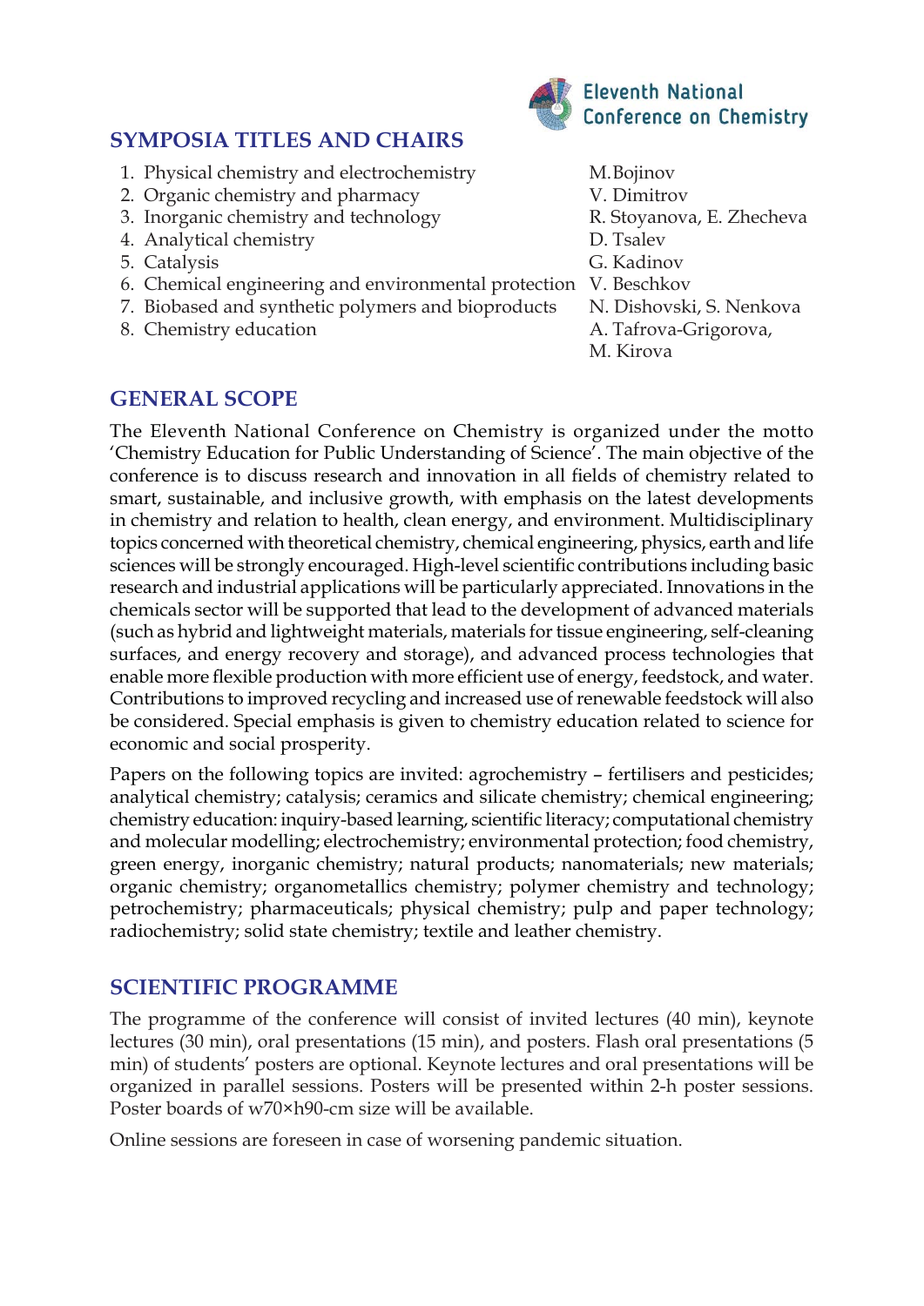## SYMPOSIA TITLES AND CHAIRS

| | |
|---|---|
| 1. Physical chemistry and electrochemistry | M.Bojinov |
| 2. Organic chemistry and pharmacy | V. Dimitrov |
| 3. Inorganic chemistry and technology | R. Stoyanova, E. Zhecheva |
| 4. Analytical chemistry | D. Tsalev |
| 5. Catalysis | G. Kadinov |
| 6. Chemical engineering and environmental protection | V. Beschkov |
| 7. Biobased and synthetic polymers and bioproducts | N. Dishovski, S. Nenkova |
| 8. Chemistry education | A. Tafrova-Grigorova, M. Kirova |

## GENERAL SCOPE

The Eleventh National Conference on Chemistry is organized under the motto 'Chemistry Education for Public Understanding of Science'. The main objective of the conference is to discuss research and innovation in all fields of chemistry related to smart, sustainable, and inclusive growth, with emphasis on the latest developments in chemistry and relation to health, clean energy, and environment. Multidisciplinary topics concerned with theoretical chemistry, chemical engineering, physics, earth and life sciences will be strongly encouraged. High-level scientific contributions including basic research and industrial applications will be particularly appreciated. Innovations in the chemicals sector will be supported that lead to the development of advanced materials (such as hybrid and lightweight materials, materials for tissue engineering, self-cleaning surfaces, and energy recovery and storage), and advanced process technologies that enable more flexible production with more efficient use of energy, feedstock, and water. Contributions to improved recycling and increased use of renewable feedstock will also be considered. Special emphasis is given to chemistry education related to science for economic and social prosperity.

Papers on the following topics are invited: agrochemistry – fertilisers and pesticides; analytical chemistry; catalysis; ceramics and silicate chemistry; chemical engineering; chemistry education: inquiry-based learning, scientific literacy; computational chemistry and molecular modelling; electrochemistry; environmental protection; food chemistry, green energy, inorganic chemistry; natural products; nanomaterials; new materials; organic chemistry; organometallics chemistry; polymer chemistry and technology; petrochemistry; pharmaceuticals; physical chemistry; pulp and paper technology; radiochemistry; solid state chemistry; textile and leather chemistry.

## SCIENTIFIC PROGRAMME

The programme of the conference will consist of invited lectures (40 min), keynote lectures (30 min), oral presentations (15 min), and posters. Flash oral presentations (5 min) of students' posters are optional. Keynote lectures and oral presentations will be organized in parallel sessions. Posters will be presented within 2-h poster sessions. Poster boards of w70×h90-cm size will be available.

Online sessions are foreseen in case of worsening pandemic situation.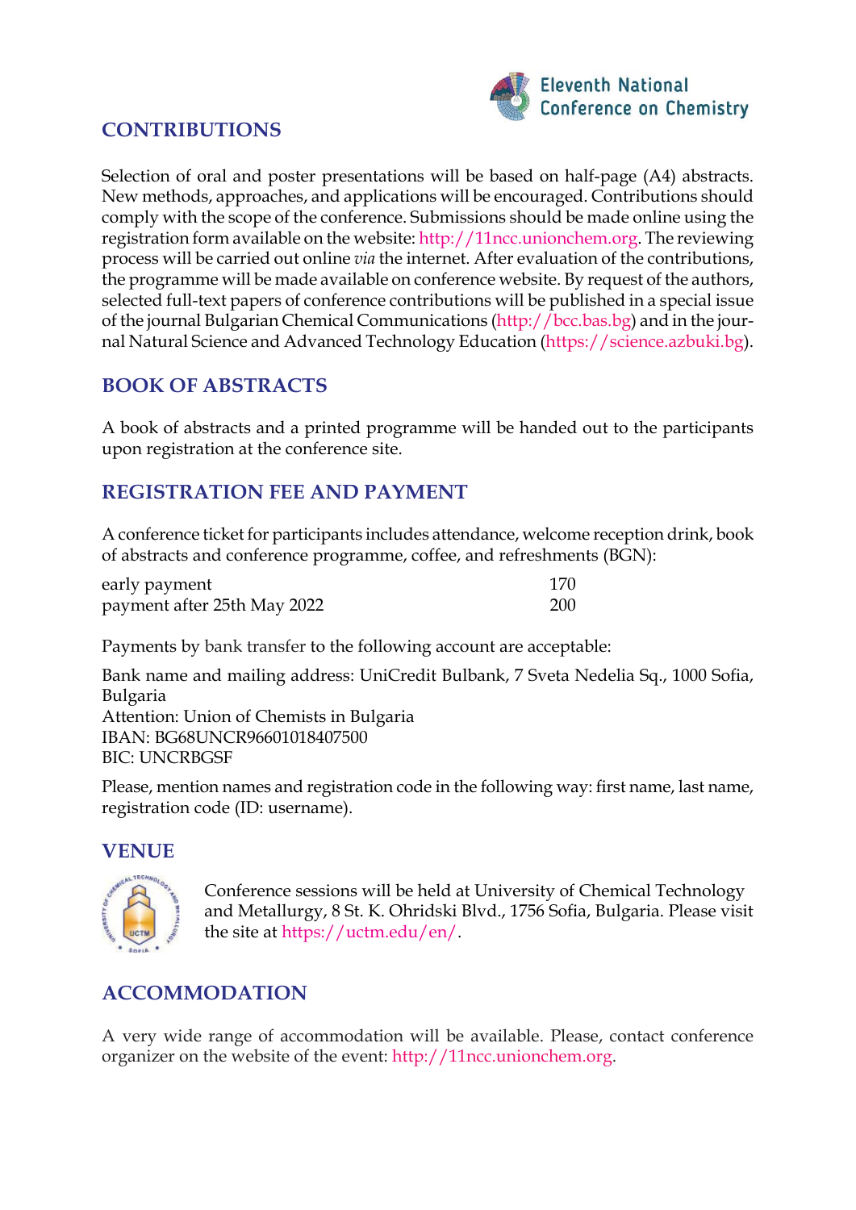## CONTRIBUTIONS

Selection of oral and poster presentations will be based on half-page (A4) abstracts. New methods, approaches, and applications will be encouraged. Contributions should comply with the scope of the conference. Submissions should be made online using the registration form available on the website: http://11ncc.unionchem.org. The reviewing process will be carried out online *via* the internet. After evaluation of the contributions, the programme will be made available on conference website. By request of the authors, selected full-text papers of conference contributions will be published in a special issue of the journal Bulgarian Chemical Communications (http://bcc.bas.bg) and in the journal Natural Science and Advanced Technology Education (https://science.azbuki.bg).

## BOOK OF ABSTRACTS

A book of abstracts and a printed programme will be handed out to the participants upon registration at the conference site.

## REGISTRATION FEE AND PAYMENT

A conference ticket for participants includes attendance, welcome reception drink, book of abstracts and conference programme, coffee, and refreshments (BGN):

| | |
|---|---|
| early payment | 170 |
| payment after 25th May 2022 | 200 |

Payments by bank transfer to the following account are acceptable:

Bank name and mailing address: UniCredit Bulbank, 7 Sveta Nedelia Sq., 1000 Sofia, Bulgaria
Attention: Union of Chemists in Bulgaria
IBAN: BG68UNCR96601018407500
BIC: UNCRBGSF

Please, mention names and registration code in the following way: first name, last name, registration code (ID: username).

## VENUE

Conference sessions will be held at University of Chemical Technology and Metallurgy, 8 St. K. Ohridski Blvd., 1756 Sofia, Bulgaria. Please visit the site at https://uctm.edu/en/.

## ACCOMMODATION

A very wide range of accommodation will be available. Please, contact conference organizer on the website of the event: http://11ncc.unionchem.org.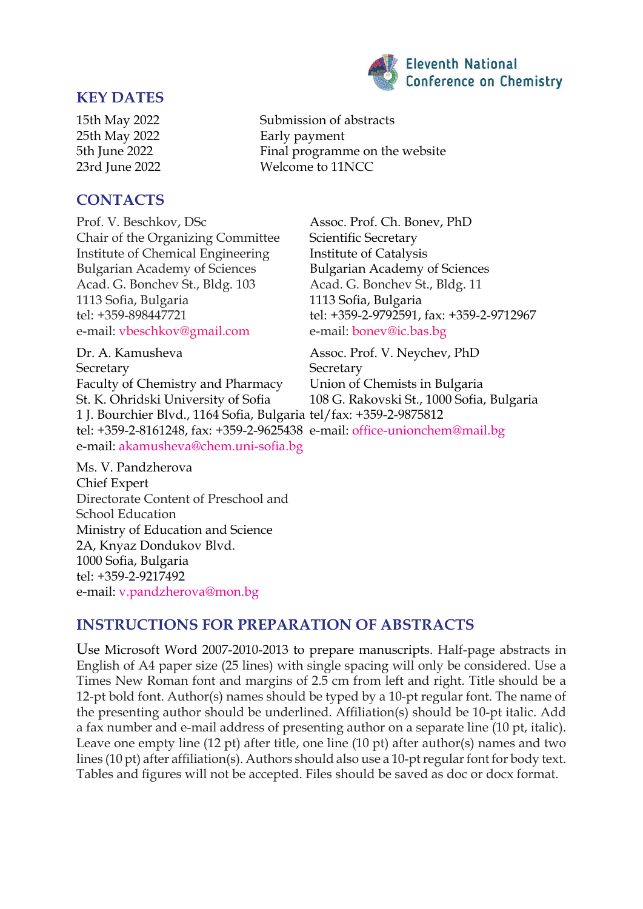Eleventh National Conference on Chemistry

## KEY DATES

| | |
|---|---|
| 15th May 2022 | Submission of abstracts |
| 25th May 2022 | Early payment |
| 5th June 2022 | Final programme on the website |
| 23rd June 2022 | Welcome to 11NCC |

## CONTACTS

Prof. V. Beschkov, DSc
Chair of the Organizing Committee
Institute of Chemical Engineering
Bulgarian Academy of Sciences
Acad. G. Bonchev St., Bldg. 103
1113 Sofia, Bulgaria
tel: +359-898447721
e-mail: vbeschkov@gmail.com

Assoc. Prof. Ch. Bonev, PhD
Scientific Secretary
Institute of Catalysis
Bulgarian Academy of Sciences
Acad. G. Bonchev St., Bldg. 11
1113 Sofia, Bulgaria
tel: +359-2-9792591, fax: +359-2-9712967
e-mail: bonev@ic.bas.bg

Dr. A. Kamusheva
Secretary
Faculty of Chemistry and Pharmacy
St. K. Ohridski University of Sofia
1 J. Bourchier Blvd., 1164 Sofia, Bulgaria
tel: +359-2-8161248, fax: +359-2-9625438
e-mail: akamusheva@chem.uni-sofia.bg

Assoc. Prof. V. Neychev, PhD
Secretary
Union of Chemists in Bulgaria
108 G. Rakovski St., 1000 Sofia, Bulgaria
tel/fax: +359-2-9875812
e-mail: office-unionchem@mail.bg

Ms. V. Pandzherova
Chief Expert
Directorate Content of Preschool and School Education
Ministry of Education and Science
2A, Knyaz Dondukov Blvd.
1000 Sofia, Bulgaria
tel: +359-2-9217492
e-mail: v.pandzherova@mon.bg

## INSTRUCTIONS FOR PREPARATION OF ABSTRACTS

Use Microsoft Word 2007-2010-2013 to prepare manuscripts. Half-page abstracts in English of A4 paper size (25 lines) with single spacing will only be considered. Use a Times New Roman font and margins of 2.5 cm from left and right. Title should be a 12-pt bold font. Author(s) names should be typed by a 10-pt regular font. The name of the presenting author should be underlined. Affiliation(s) should be 10-pt italic. Add a fax number and e-mail address of presenting author on a separate line (10 pt, italic). Leave one empty line (12 pt) after title, one line (10 pt) after author(s) names and two lines (10 pt) after affiliation(s). Authors should also use a 10-pt regular font for body text. Tables and figures will not be accepted. Files should be saved as doc or docx format.